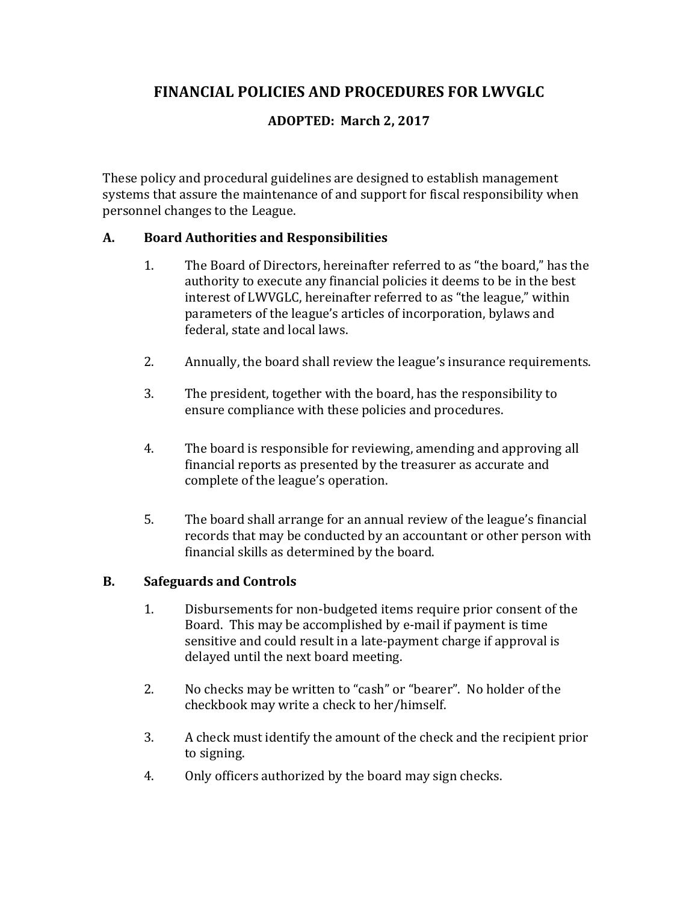# FINANCIAL POLICIES AND PROCEDURES FOR LWVGLC

**ADOPTED: March 2, 2017**

These policy and procedural guidelines are designed to establish management systems that assure the maintenance of and support for fiscal responsibility when personnel changes to the League.

## A. Board Authorities and Responsibilities

1. The Board of Directors, hereinafter referred to as "the board," has the authority to execute any financial policies it deems to be in the best interest of LWVGLC, hereinafter referred to as "the league," within parameters of the league's articles of incorporation, bylaws and federal, state and local laws.

2. Annually, the board shall review the league's insurance requirements.

3. The president, together with the board, has the responsibility to ensure compliance with these policies and procedures.

4. The board is responsible for reviewing, amending and approving all financial reports as presented by the treasurer as accurate and complete of the league's operation.

5. The board shall arrange for an annual review of the league's financial records that may be conducted by an accountant or other person with financial skills as determined by the board.

## B. Safeguards and Controls

1. Disbursements for non-budgeted items require prior consent of the Board. This may be accomplished by e-mail if payment is time sensitive and could result in a late-payment charge if approval is delayed until the next board meeting.

2. No checks may be written to "cash" or "bearer". No holder of the checkbook may write a check to her/himself.

3. A check must identify the amount of the check and the recipient prior to signing.

4. Only officers authorized by the board may sign checks.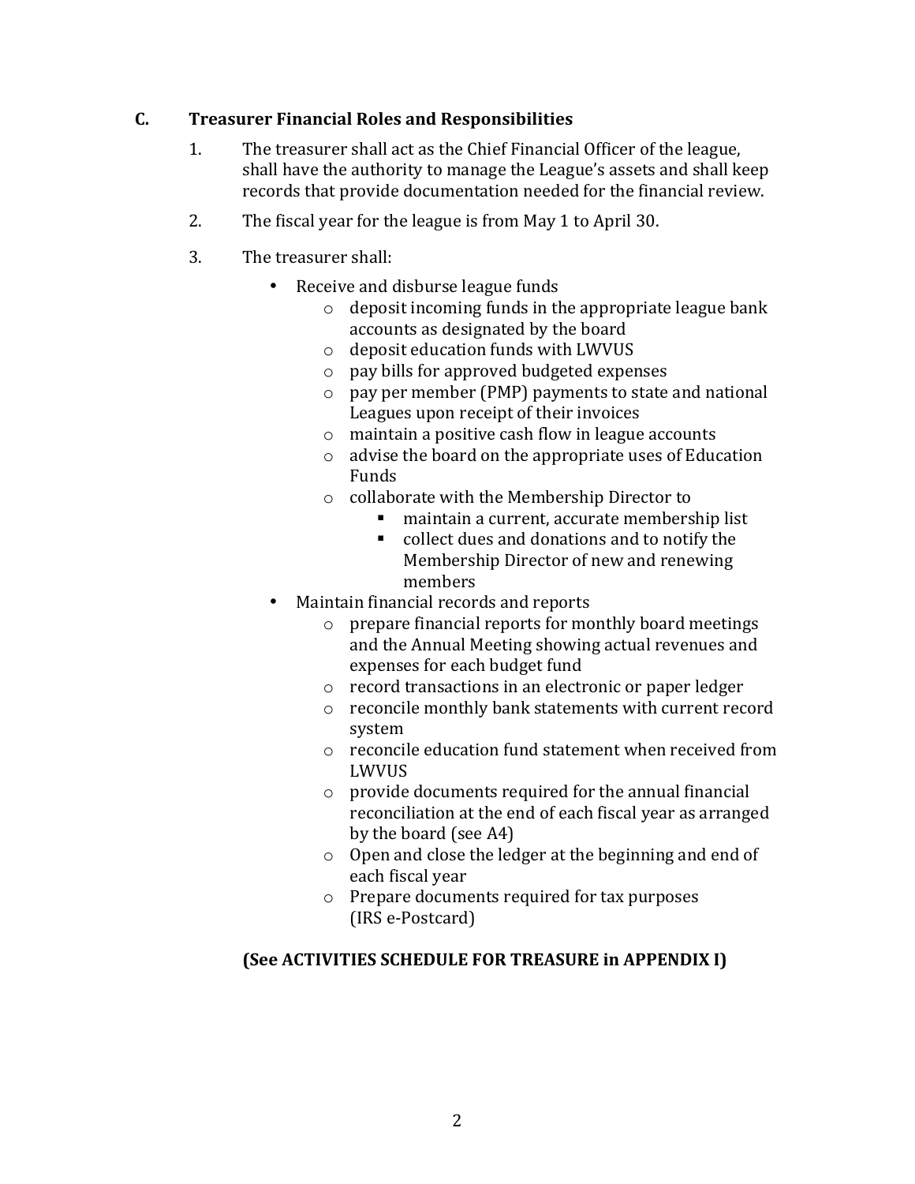## C. Treasurer Financial Roles and Responsibilities

1. The treasurer shall act as the Chief Financial Officer of the league, shall have the authority to manage the League's assets and shall keep records that provide documentation needed for the financial review.

2. The fiscal year for the league is from May 1 to April 30.

3. The treasurer shall:

   - Receive and disburse league funds
     - deposit incoming funds in the appropriate league bank accounts as designated by the board
     - deposit education funds with LWVUS
     - pay bills for approved budgeted expenses
     - pay per member (PMP) payments to state and national Leagues upon receipt of their invoices
     - maintain a positive cash flow in league accounts
     - advise the board on the appropriate uses of Education Funds
     - collaborate with the Membership Director to
       - maintain a current, accurate membership list
       - collect dues and donations and to notify the Membership Director of new and renewing members
   - Maintain financial records and reports
     - prepare financial reports for monthly board meetings and the Annual Meeting showing actual revenues and expenses for each budget fund
     - record transactions in an electronic or paper ledger
     - reconcile monthly bank statements with current record system
     - reconcile education fund statement when received from LWVUS
     - provide documents required for the annual financial reconciliation at the end of each fiscal year as arranged by the board (see A4)
     - Open and close the ledger at the beginning and end of each fiscal year
     - Prepare documents required for tax purposes (IRS e-Postcard)

**(See ACTIVITIES SCHEDULE FOR TREASURE in APPENDIX I)**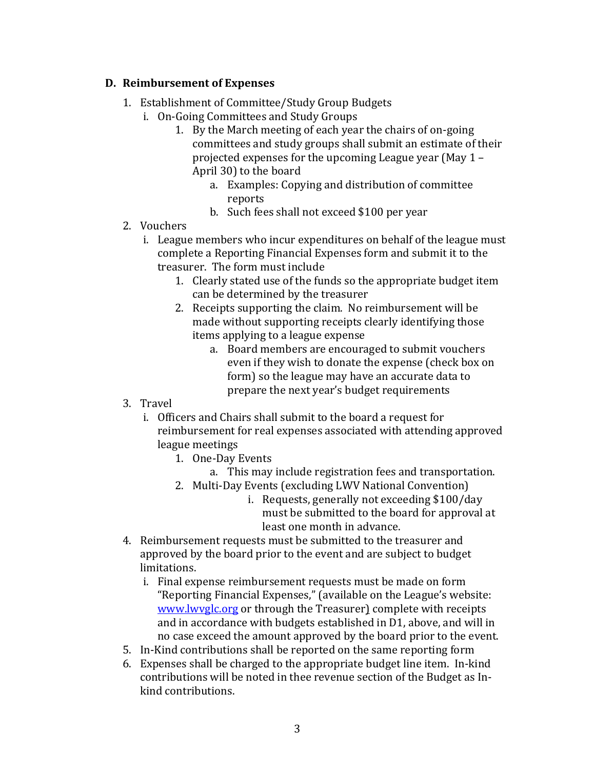## D. Reimbursement of Expenses

1. Establishment of Committee/Study Group Budgets
   i. On-Going Committees and Study Groups
      1. By the March meeting of each year the chairs of on-going committees and study groups shall submit an estimate of their projected expenses for the upcoming League year (May 1 – April 30) to the board
         a. Examples: Copying and distribution of committee reports
         b. Such fees shall not exceed $100 per year
2. Vouchers
   i. League members who incur expenditures on behalf of the league must complete a Reporting Financial Expenses form and submit it to the treasurer. The form must include
      1. Clearly stated use of the funds so the appropriate budget item can be determined by the treasurer
      2. Receipts supporting the claim. No reimbursement will be made without supporting receipts clearly identifying those items applying to a league expense
         a. Board members are encouraged to submit vouchers even if they wish to donate the expense (check box on form) so the league may have an accurate data to prepare the next year's budget requirements
3. Travel
   i. Officers and Chairs shall submit to the board a request for reimbursement for real expenses associated with attending approved league meetings
      1. One-Day Events
         a. This may include registration fees and transportation.
      2. Multi-Day Events (excluding LWV National Convention)
         i. Requests, generally not exceeding $100/day must be submitted to the board for approval at least one month in advance.
4. Reimbursement requests must be submitted to the treasurer and approved by the board prior to the event and are subject to budget limitations.
   i. Final expense reimbursement requests must be made on form "Reporting Financial Expenses," (available on the League's website: www.lwvglc.org or through the Treasurer) complete with receipts and in accordance with budgets established in D1, above, and will in no case exceed the amount approved by the board prior to the event.
5. In-Kind contributions shall be reported on the same reporting form
6. Expenses shall be charged to the appropriate budget line item. In-kind contributions will be noted in thee revenue section of the Budget as In-kind contributions.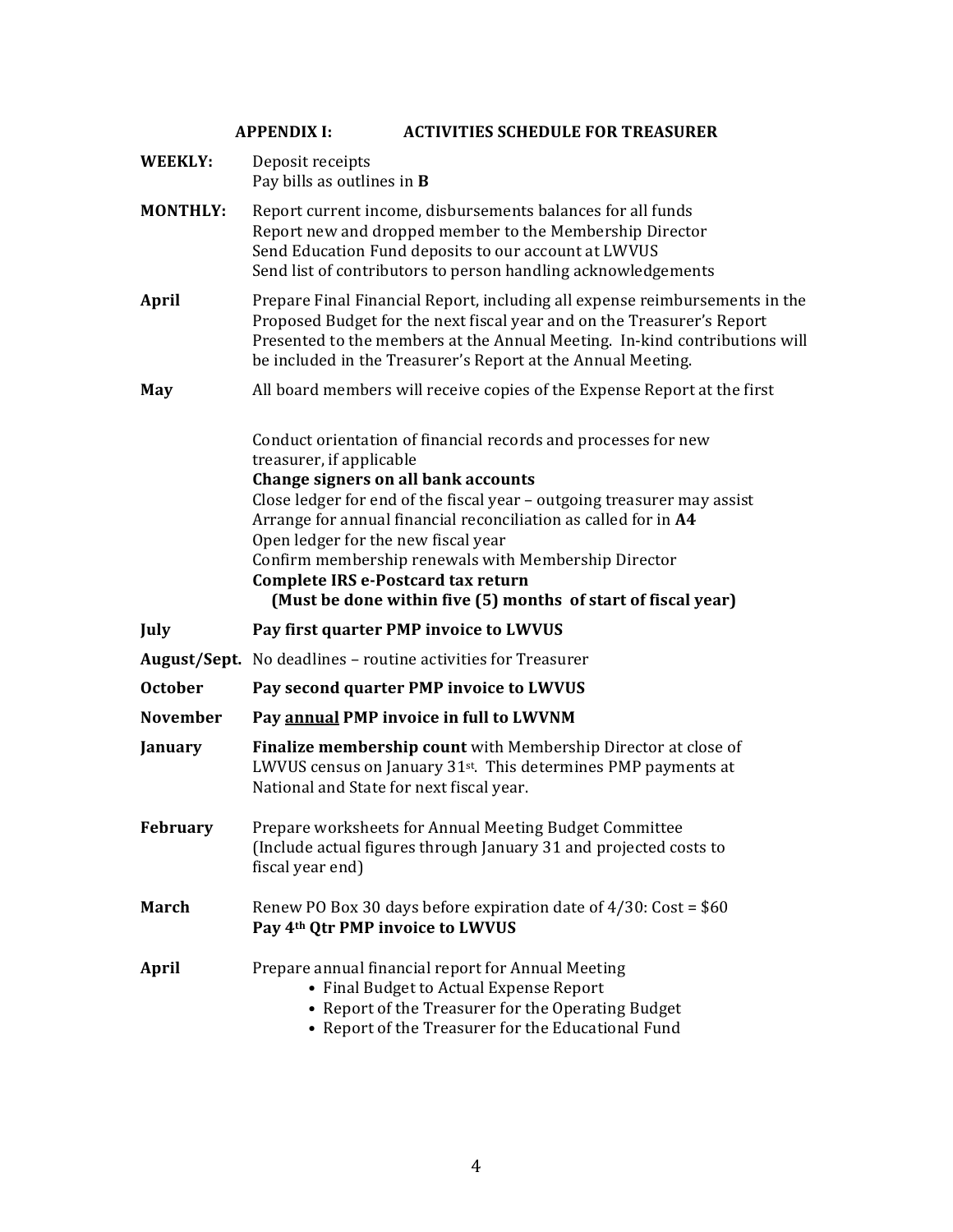## APPENDIX I: ACTIVITIES SCHEDULE FOR TREASURER

**WEEKLY:** Deposit receipts
Pay bills as outlines in **B**

**MONTHLY:** Report current income, disbursements balances for all funds
Report new and dropped member to the Membership Director
Send Education Fund deposits to our account at LWVUS
Send list of contributors to person handling acknowledgements

**April** Prepare Final Financial Report, including all expense reimbursements in the Proposed Budget for the next fiscal year and on the Treasurer's Report Presented to the members at the Annual Meeting. In-kind contributions will be included in the Treasurer's Report at the Annual Meeting.

**May** All board members will receive copies of the Expense Report at the first

Conduct orientation of financial records and processes for new treasurer, if applicable
**Change signers on all bank accounts**
Close ledger for end of the fiscal year – outgoing treasurer may assist
Arrange for annual financial reconciliation as called for in **A4**
Open ledger for the new fiscal year
Confirm membership renewals with Membership Director
**Complete IRS e-Postcard tax return**
**(Must be done within five (5) months of start of fiscal year)**

**July** **Pay first quarter PMP invoice to LWVUS**

**August/Sept.** No deadlines – routine activities for Treasurer

**October** **Pay second quarter PMP invoice to LWVUS**

**November** **Pay <u>annual</u> PMP invoice in full to LWVNM**

**January** **Finalize membership count** with Membership Director at close of LWVUS census on January 31st. This determines PMP payments at National and State for next fiscal year.

**February** Prepare worksheets for Annual Meeting Budget Committee (Include actual figures through January 31 and projected costs to fiscal year end)

**March** Renew PO Box 30 days before expiration date of 4/30: Cost = $60
**Pay 4th Qtr PMP invoice to LWVUS**

**April** Prepare annual financial report for Annual Meeting
- Final Budget to Actual Expense Report
- Report of the Treasurer for the Operating Budget
- Report of the Treasurer for the Educational Fund